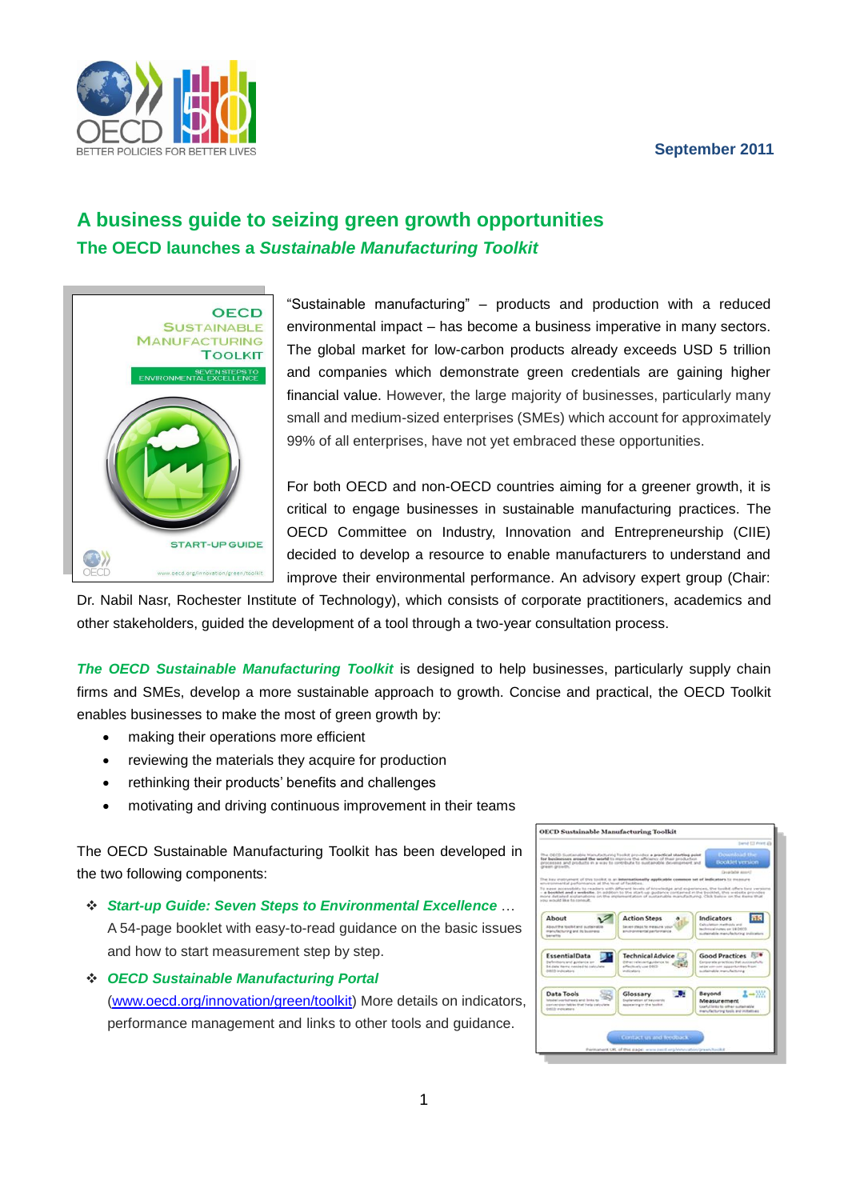September 2011

# A business guide to seizing green growth opportunities

## The OECD launches a *Sustainable Manufacturing Toolkit*

"Sustainable manufacturing" – products and production with a reduced environmental impact – has become a business imperative in many sectors. The global market for low-carbon products already exceeds USD 5 trillion and companies which demonstrate green credentials are gaining higher financial value. However, the large majority of businesses, particularly many small and medium-sized enterprises (SMEs) which account for approximately 99% of all enterprises, have not yet embraced these opportunities.

For both OECD and non-OECD countries aiming for a greener growth, it is critical to engage businesses in sustainable manufacturing practices. The OECD Committee on Industry, Innovation and Entrepreneurship (CIIE) decided to develop a resource to enable manufacturers to understand and improve their environmental performance. An advisory expert group (Chair: Dr. Nabil Nasr, Rochester Institute of Technology), which consists of corporate practitioners, academics and other stakeholders, guided the development of a tool through a two-year consultation process.

***The OECD Sustainable Manufacturing Toolkit*** is designed to help businesses, particularly supply chain firms and SMEs, develop a more sustainable approach to growth. Concise and practical, the OECD Toolkit enables businesses to make the most of green growth by:

- making their operations more efficient
- reviewing the materials they acquire for production
- rethinking their products' benefits and challenges
- motivating and driving continuous improvement in their teams

The OECD Sustainable Manufacturing Toolkit has been developed in the two following components:

- ***Start-up Guide: Seven Steps to Environmental Excellence*** … A 54-page booklet with easy-to-read guidance on the basic issues and how to start measurement step by step.
- ***OECD Sustainable Manufacturing Portal*** (www.oecd.org/innovation/green/toolkit) More details on indicators, performance management and links to other tools and guidance.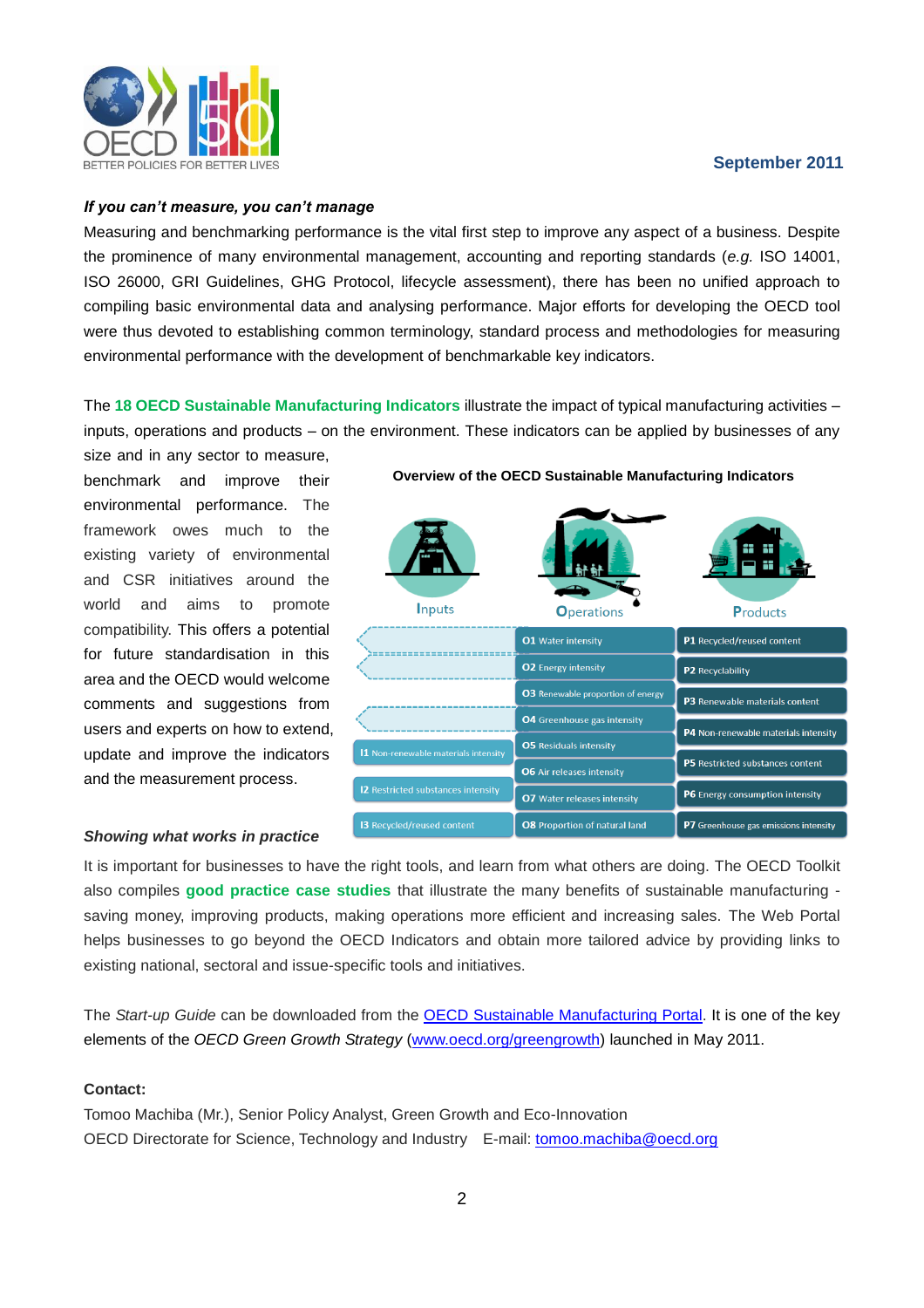September 2011

***If you can't measure, you can't manage***

Measuring and benchmarking performance is the vital first step to improve any aspect of a business. Despite the prominence of many environmental management, accounting and reporting standards (*e.g.* ISO 14001, ISO 26000, GRI Guidelines, GHG Protocol, lifecycle assessment), there has been no unified approach to compiling basic environmental data and analysing performance. Major efforts for developing the OECD tool were thus devoted to establishing common terminology, standard process and methodologies for measuring environmental performance with the development of benchmarkable key indicators.

The **18 OECD Sustainable Manufacturing Indicators** illustrate the impact of typical manufacturing activities – inputs, operations and products – on the environment. These indicators can be applied by businesses of any size and in any sector to measure, benchmark and improve their environmental performance. The framework owes much to the existing variety of environmental and CSR initiatives around the world and aims to promote compatibility. This offers a potential for future standardisation in this area and the OECD would welcome comments and suggestions from users and experts on how to extend, update and improve the indicators and the measurement process.

**Overview of the OECD Sustainable Manufacturing Indicators**

Inputs
Operations
Products

I1 Non-renewable materials intensity
I2 Restricted substances intensity
I3 Recycled/reused content

O1 Water intensity
O2 Energy intensity
O3 Renewable proportion of energy
O4 Greenhouse gas intensity
O5 Residuals intensity
O6 Air releases intensity
O7 Water releases intensity
O8 Proportion of natural land

P1 Recycled/reused content
P2 Recyclability
P3 Renewable materials content
P4 Non-renewable materials intensity
P5 Restricted substances content
P6 Energy consumption intensity
P7 Greenhouse gas emissions intensity

***Showing what works in practice***

It is important for businesses to have the right tools, and learn from what others are doing. The OECD Toolkit also compiles **good practice case studies** that illustrate the many benefits of sustainable manufacturing - saving money, improving products, making operations more efficient and increasing sales. The Web Portal helps businesses to go beyond the OECD Indicators and obtain more tailored advice by providing links to existing national, sectoral and issue-specific tools and initiatives.

The *Start-up Guide* can be downloaded from the [OECD Sustainable Manufacturing Portal](). It is one of the key elements of the *OECD Green Growth Strategy* (www.oecd.org/greengrowth) launched in May 2011.

**Contact:**

Tomoo Machiba (Mr.), Senior Policy Analyst, Green Growth and Eco-Innovation
OECD Directorate for Science, Technology and Industry E-mail: tomoo.machiba@oecd.org